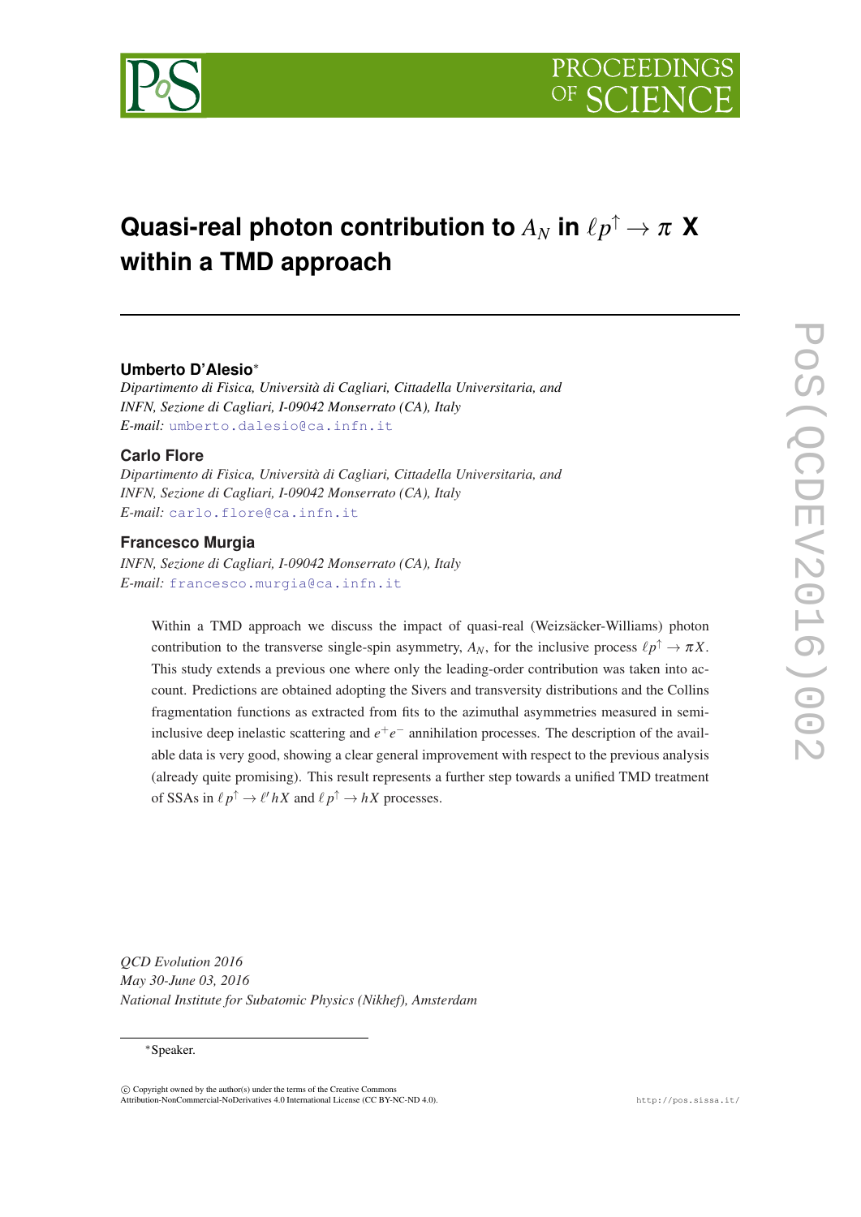# Quasi-real photon contribution to $A_N$ in $\ell p^\uparrow \to \pi$ X within a TMD approach

**Umberto D'Alesio***

*Dipartimento di Fisica, Università di Cagliari, Cittadella Universitaria, and INFN, Sezione di Cagliari, I-09042 Monserrato (CA), Italy*

*E-mail:* umberto.dalesio@ca.infn.it

**Carlo Flore**

*Dipartimento di Fisica, Università di Cagliari, Cittadella Universitaria, and INFN, Sezione di Cagliari, I-09042 Monserrato (CA), Italy*

*E-mail:* carlo.flore@ca.infn.it

**Francesco Murgia**

*INFN, Sezione di Cagliari, I-09042 Monserrato (CA), Italy*

*E-mail:* francesco.murgia@ca.infn.it

Within a TMD approach we discuss the impact of quasi-real (Weizsäcker-Williams) photon contribution to the transverse single-spin asymmetry, $A_N$, for the inclusive process $\ell p^\uparrow \to \pi X$. This study extends a previous one where only the leading-order contribution was taken into account. Predictions are obtained adopting the Sivers and transversity distributions and the Collins fragmentation functions as extracted from fits to the azimuthal asymmetries measured in semi-inclusive deep inelastic scattering and $e^+e^-$ annihilation processes. The description of the available data is very good, showing a clear general improvement with respect to the previous analysis (already quite promising). This result represents a further step towards a unified TMD treatment of SSAs in $\ell p^\uparrow \to \ell' h X$ and $\ell p^\uparrow \to h X$ processes.

*QCD Evolution 2016*
*May 30-June 03, 2016*
*National Institute for Subatomic Physics (Nikhef), Amsterdam*

*Speaker.

© Copyright owned by the author(s) under the terms of the Creative Commons Attribution-NonCommercial-NoDerivatives 4.0 International License (CC BY-NC-ND 4.0).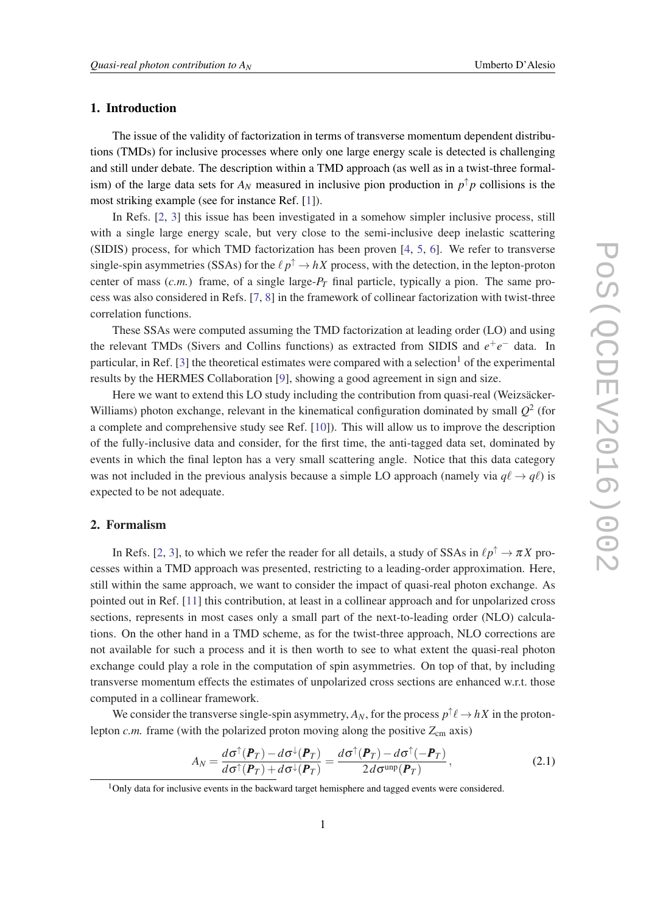## 1. Introduction

The issue of the validity of factorization in terms of transverse momentum dependent distributions (TMDs) for inclusive processes where only one large energy scale is detected is challenging and still under debate. The description within a TMD approach (as well as in a twist-three formalism) of the large data sets for $A_N$ measured in inclusive pion production in $p^\uparrow p$ collisions is the most striking example (see for instance Ref. [1]).

In Refs. [2, 3] this issue has been investigated in a somehow simpler inclusive process, still with a single large energy scale, but very close to the semi-inclusive deep inelastic scattering (SIDIS) process, for which TMD factorization has been proven [4, 5, 6]. We refer to transverse single-spin asymmetries (SSAs) for the $\ell\, p^\uparrow \to h X$ process, with the detection, in the lepton-proton center of mass (*c.m.*) frame, of a single large-$P_T$ final particle, typically a pion. The same process was also considered in Refs. [7, 8] in the framework of collinear factorization with twist-three correlation functions.

These SSAs were computed assuming the TMD factorization at leading order (LO) and using the relevant TMDs (Sivers and Collins functions) as extracted from SIDIS and $e^+e^-$ data. In particular, in Ref. [3] the theoretical estimates were compared with a selection[1] of the experimental results by the HERMES Collaboration [9], showing a good agreement in sign and size.

Here we want to extend this LO study including the contribution from quasi-real (Weizsäcker-Williams) photon exchange, relevant in the kinematical configuration dominated by small $Q^2$ (for a complete and comprehensive study see Ref. [10]). This will allow us to improve the description of the fully-inclusive data and consider, for the first time, the anti-tagged data set, dominated by events in which the final lepton has a very small scattering angle. Notice that this data category was not included in the previous analysis because a simple LO approach (namely via $q\ell \to q\ell$) is expected to be not adequate.

## 2. Formalism

In Refs. [2, 3], to which we refer the reader for all details, a study of SSAs in $\ell p^\uparrow \to \pi X$ processes within a TMD approach was presented, restricting to a leading-order approximation. Here, still within the same approach, we want to consider the impact of quasi-real photon exchange. As pointed out in Ref. [11] this contribution, at least in a collinear approach and for unpolarized cross sections, represents in most cases only a small part of the next-to-leading order (NLO) calculations. On the other hand in a TMD scheme, as for the twist-three approach, NLO corrections are not available for such a process and it is then worth to see to what extent the quasi-real photon exchange could play a role in the computation of spin asymmetries. On top of that, by including transverse momentum effects the estimates of unpolarized cross sections are enhanced w.r.t. those computed in a collinear framework.

We consider the transverse single-spin asymmetry, $A_N$, for the process $p^\uparrow \ell \to h X$ in the proton-lepton *c.m.* frame (with the polarized proton moving along the positive $Z_{\rm cm}$ axis)

$$
A_N = \frac{d\sigma^\uparrow(\boldsymbol{P}_T) - d\sigma^\downarrow(\boldsymbol{P}_T)}{d\sigma^\uparrow(\boldsymbol{P}_T) + d\sigma^\downarrow(\boldsymbol{P}_T)} = \frac{d\sigma^\uparrow(\boldsymbol{P}_T) - d\sigma^\uparrow(-\boldsymbol{P}_T)}{2\, d\sigma^{\rm unp}(\boldsymbol{P}_T)}\,, \tag{2.1}
$$

[1] Only data for inclusive events in the backward target hemisphere and tagged events were considered.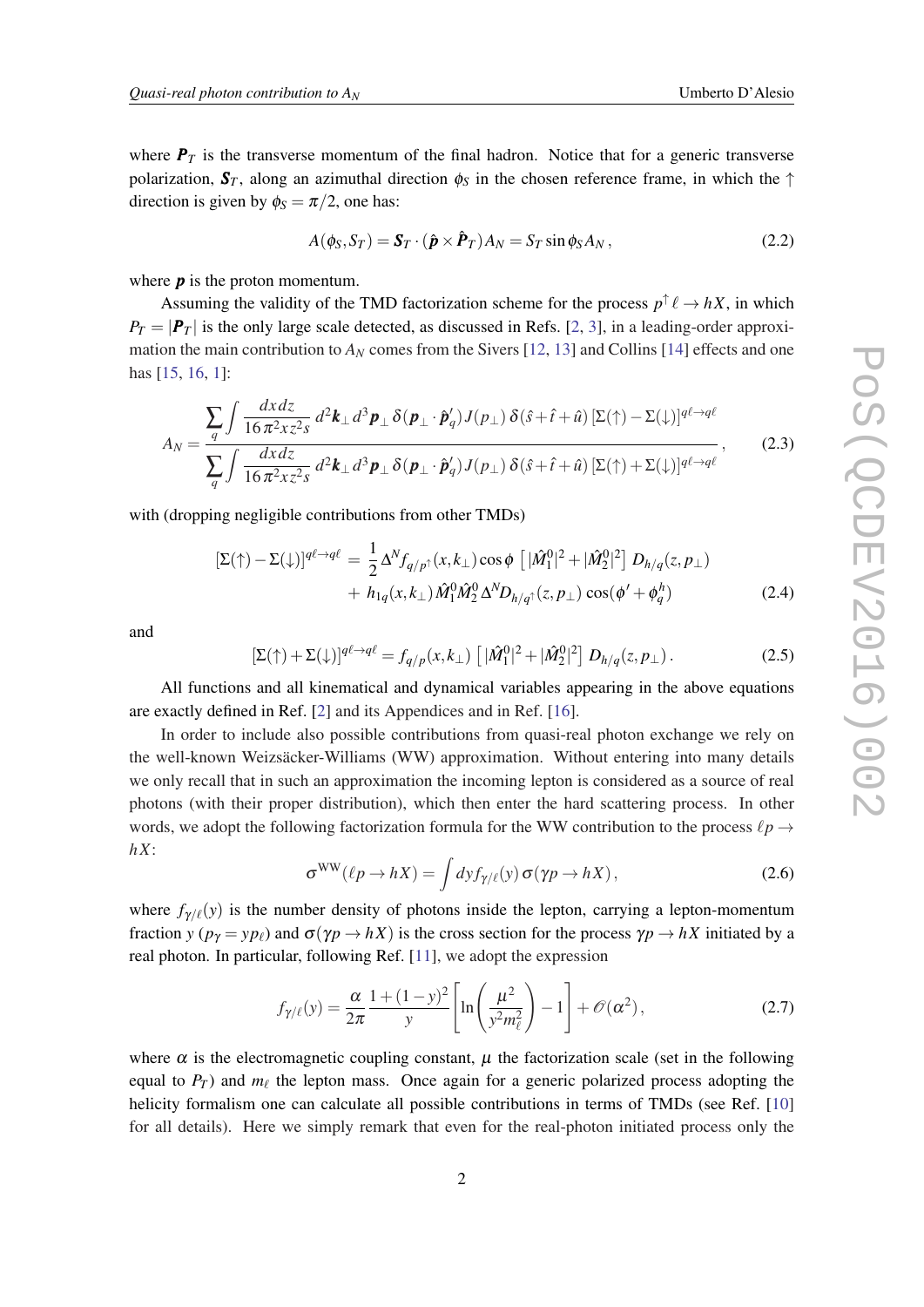where $\boldsymbol{P}_T$ is the transverse momentum of the final hadron. Notice that for a generic transverse polarization, $\boldsymbol{S}_T$, along an azimuthal direction $\phi_S$ in the chosen reference frame, in which the $\uparrow$ direction is given by $\phi_S = \pi/2$, one has:

$$A(\phi_S, S_T) = \boldsymbol{S}_T \cdot (\hat{\boldsymbol{p}} \times \hat{\boldsymbol{P}}_T) A_N = S_T \sin\phi_S A_N \,, \tag{2.2}$$

where $\boldsymbol{p}$ is the proton momentum.

Assuming the validity of the TMD factorization scheme for the process $p^\uparrow \ell \to hX$, in which $P_T = |\boldsymbol{P}_T|$ is the only large scale detected, as discussed in Refs. [2, 3], in a leading-order approximation the main contribution to $A_N$ comes from the Sivers [12, 13] and Collins [14] effects and one has [15, 16, 1]:

$$A_N = \frac{\displaystyle\sum_q \int \frac{dx\,dz}{16\pi^2 x z^2 s}\, d^2\boldsymbol{k}_\perp\, d^3\boldsymbol{p}_\perp\, \delta(\boldsymbol{p}_\perp \cdot \hat{\boldsymbol{p}}'_q)\, J(p_\perp)\, \delta(\hat{s}+\hat{t}+\hat{u})\, [\Sigma(\uparrow) - \Sigma(\downarrow)]^{q\ell\to q\ell}}{\displaystyle\sum_q \int \frac{dx\,dz}{16\pi^2 x z^2 s}\, d^2\boldsymbol{k}_\perp\, d^3\boldsymbol{p}_\perp\, \delta(\boldsymbol{p}_\perp \cdot \hat{\boldsymbol{p}}'_q)\, J(p_\perp)\, \delta(\hat{s}+\hat{t}+\hat{u})\, [\Sigma(\uparrow) + \Sigma(\downarrow)]^{q\ell\to q\ell}}\,, \tag{2.3}$$

with (dropping negligible contributions from other TMDs)

$$\begin{aligned}
[\Sigma(\uparrow) - \Sigma(\downarrow)]^{q\ell\to q\ell} \;=\; & \frac{1}{2}\,\Delta^N f_{q/p^\uparrow}(x,k_\perp)\cos\phi\, \left[|\hat{M}_1^0|^2 + |\hat{M}_2^0|^2\right] D_{h/q}(z,p_\perp) \\
& + h_{1q}(x,k_\perp)\, \hat{M}_1^0 \hat{M}_2^0\, \Delta^N D_{h/q^\uparrow}(z,p_\perp)\, \cos(\phi' + \phi_q^h)
\end{aligned} \tag{2.4}$$

and

$$[\Sigma(\uparrow) + \Sigma(\downarrow)]^{q\ell\to q\ell} = f_{q/p}(x,k_\perp)\,\left[|\hat{M}_1^0|^2 + |\hat{M}_2^0|^2\right] D_{h/q}(z,p_\perp)\,. \tag{2.5}$$

All functions and all kinematical and dynamical variables appearing in the above equations are exactly defined in Ref. [2] and its Appendices and in Ref. [16].

In order to include also possible contributions from quasi-real photon exchange we rely on the well-known Weizsäcker-Williams (WW) approximation. Without entering into many details we only recall that in such an approximation the incoming lepton is considered as a source of real photons (with their proper distribution), which then enter the hard scattering process. In other words, we adopt the following factorization formula for the WW contribution to the process $\ell p \to hX$:

$$\sigma^{\rm WW}(\ell p \to hX) = \int dy\, f_{\gamma/\ell}(y)\, \sigma(\gamma p \to hX)\,, \tag{2.6}$$

where $f_{\gamma/\ell}(y)$ is the number density of photons inside the lepton, carrying a lepton-momentum fraction $y$ ($p_\gamma = y p_\ell$) and $\sigma(\gamma p \to hX)$ is the cross section for the process $\gamma p \to hX$ initiated by a real photon. In particular, following Ref. [11], we adopt the expression

$$f_{\gamma/\ell}(y) = \frac{\alpha}{2\pi}\,\frac{1+(1-y)^2}{y}\left[\ln\left(\frac{\mu^2}{y^2 m_\ell^2}\right) - 1\right] + \mathscr{O}(\alpha^2)\,, \tag{2.7}$$

where $\alpha$ is the electromagnetic coupling constant, $\mu$ the factorization scale (set in the following equal to $P_T$) and $m_\ell$ the lepton mass. Once again for a generic polarized process adopting the helicity formalism one can calculate all possible contributions in terms of TMDs (see Ref. [10] for all details). Here we simply remark that even for the real-photon initiated process only the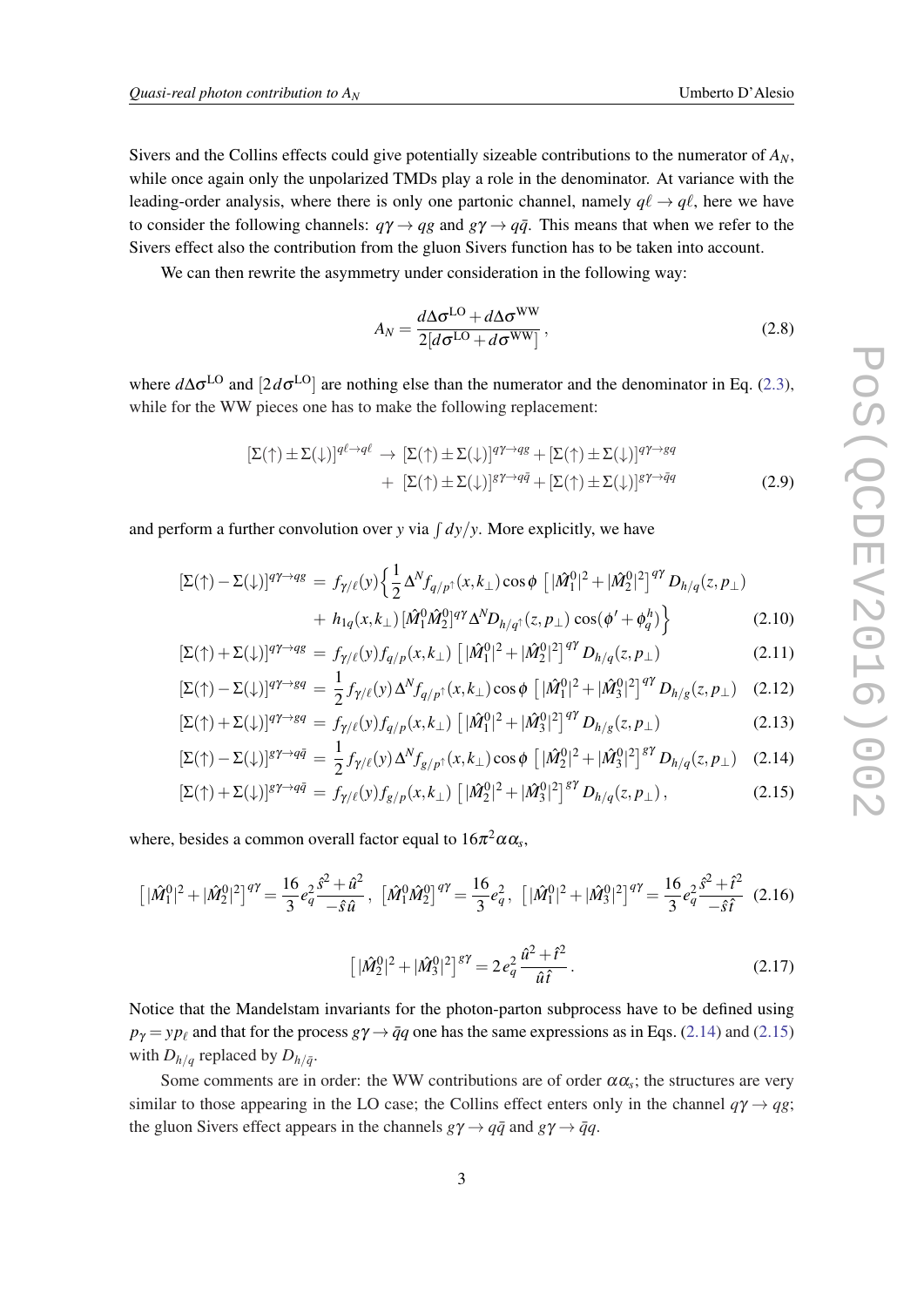Sivers and the Collins effects could give potentially sizeable contributions to the numerator of $A_N$, while once again only the unpolarized TMDs play a role in the denominator. At variance with the leading-order analysis, where there is only one partonic channel, namely $q\ell \to q\ell$, here we have to consider the following channels: $q\gamma \to qg$ and $g\gamma \to q\bar{q}$. This means that when we refer to the Sivers effect also the contribution from the gluon Sivers function has to be taken into account.

We can then rewrite the asymmetry under consideration in the following way:

$$A_N = \frac{d\Delta\sigma^{\rm LO} + d\Delta\sigma^{\rm WW}}{2[d\sigma^{\rm LO} + d\sigma^{\rm WW}]}\,, \tag{2.8}$$

where $d\Delta\sigma^{\rm LO}$ and $[2\,d\sigma^{\rm LO}]$ are nothing else than the numerator and the denominator in Eq. (2.3), while for the WW pieces one has to make the following replacement:

$$\begin{aligned}
[\Sigma(\uparrow) \pm \Sigma(\downarrow)]^{q\ell\to q\ell} \;\to\; & [\Sigma(\uparrow) \pm \Sigma(\downarrow)]^{q\gamma\to qg} + [\Sigma(\uparrow) \pm \Sigma(\downarrow)]^{q\gamma\to gq} \\
+\; & [\Sigma(\uparrow) \pm \Sigma(\downarrow)]^{g\gamma\to q\bar{q}} + [\Sigma(\uparrow) \pm \Sigma(\downarrow)]^{g\gamma\to \bar{q}q}
\end{aligned} \tag{2.9}$$

and perform a further convolution over $y$ via $\int dy/y$. More explicitly, we have

$$\begin{aligned}
[\Sigma(\uparrow) - \Sigma(\downarrow)]^{q\gamma\to qg} &= f_{\gamma/\ell}(y)\Big\{\frac{1}{2}\,\Delta^N f_{q/p^\uparrow}(x,k_\perp)\cos\phi\,\left[\,|\hat{M}_1^0|^2 + |\hat{M}_2^0|^2\right]^{q\gamma} D_{h/q}(z,p_\perp) \\
&+\; h_{1q}(x,k_\perp)\,[\hat{M}_1^0\hat{M}_2^0]^{q\gamma}\,\Delta^N D_{h/q^\uparrow}(z,p_\perp)\,\cos(\phi' + \phi_q^h)\Big\}
\end{aligned} \tag{2.10}$$

$$[\Sigma(\uparrow) + \Sigma(\downarrow)]^{q\gamma\to qg} = f_{\gamma/\ell}(y) f_{q/p}(x,k_\perp)\,\left[\,|\hat{M}_1^0|^2 + |\hat{M}_2^0|^2\right]^{q\gamma} D_{h/q}(z,p_\perp) \tag{2.11}$$

$$[\Sigma(\uparrow) - \Sigma(\downarrow)]^{q\gamma\to gq} = \frac{1}{2}\, f_{\gamma/\ell}(y)\,\Delta^N f_{q/p^\uparrow}(x,k_\perp)\cos\phi\,\left[\,|\hat{M}_1^0|^2 + |\hat{M}_3^0|^2\right]^{q\gamma} D_{h/g}(z,p_\perp) \tag{2.12}$$

$$[\Sigma(\uparrow) + \Sigma(\downarrow)]^{q\gamma\to gq} = f_{\gamma/\ell}(y) f_{q/p}(x,k_\perp)\,\left[\,|\hat{M}_1^0|^2 + |\hat{M}_3^0|^2\right]^{q\gamma} D_{h/g}(z,p_\perp) \tag{2.13}$$

$$[\Sigma(\uparrow) - \Sigma(\downarrow)]^{g\gamma\to q\bar{q}} = \frac{1}{2}\, f_{\gamma/\ell}(y)\,\Delta^N f_{g/p^\uparrow}(x,k_\perp)\cos\phi\,\left[\,|\hat{M}_2^0|^2 + |\hat{M}_3^0|^2\right]^{g\gamma} D_{h/q}(z,p_\perp) \tag{2.14}$$

$$[\Sigma(\uparrow) + \Sigma(\downarrow)]^{g\gamma\to q\bar{q}} = f_{\gamma/\ell}(y) f_{g/p}(x,k_\perp)\,\left[\,|\hat{M}_2^0|^2 + |\hat{M}_3^0|^2\right]^{g\gamma} D_{h/q}(z,p_\perp)\,, \tag{2.15}$$

where, besides a common overall factor equal to $16\pi^2\alpha\alpha_s$,

$$\left[\,|\hat{M}_1^0|^2 + |\hat{M}_2^0|^2\right]^{q\gamma} = \frac{16}{3} e_q^2 \frac{\hat{s}^2 + \hat{u}^2}{-\hat{s}\,\hat{u}}\,,\;\; \left[\hat{M}_1^0\hat{M}_2^0\right]^{q\gamma} = \frac{16}{3} e_q^2\,,\;\; \left[\,|\hat{M}_1^0|^2 + |\hat{M}_3^0|^2\right]^{q\gamma} = \frac{16}{3} e_q^2 \frac{\hat{s}^2 + \hat{t}^2}{-\hat{s}\,\hat{t}} \tag{2.16}$$

$$\left[\,|\hat{M}_2^0|^2 + |\hat{M}_3^0|^2\right]^{g\gamma} = 2\,e_q^2\,\frac{\hat{u}^2 + \hat{t}^2}{\hat{u}\,\hat{t}}\,. \tag{2.17}$$

Notice that the Mandelstam invariants for the photon-parton subprocess have to be defined using $p_\gamma = y p_\ell$ and that for the process $g\gamma \to \bar{q}q$ one has the same expressions as in Eqs. (2.14) and (2.15) with $D_{h/q}$ replaced by $D_{h/\bar{q}}$.

Some comments are in order: the WW contributions are of order $\alpha\alpha_s$; the structures are very similar to those appearing in the LO case; the Collins effect enters only in the channel $q\gamma \to qg$; the gluon Sivers effect appears in the channels $g\gamma \to q\bar{q}$ and $g\gamma \to \bar{q}q$.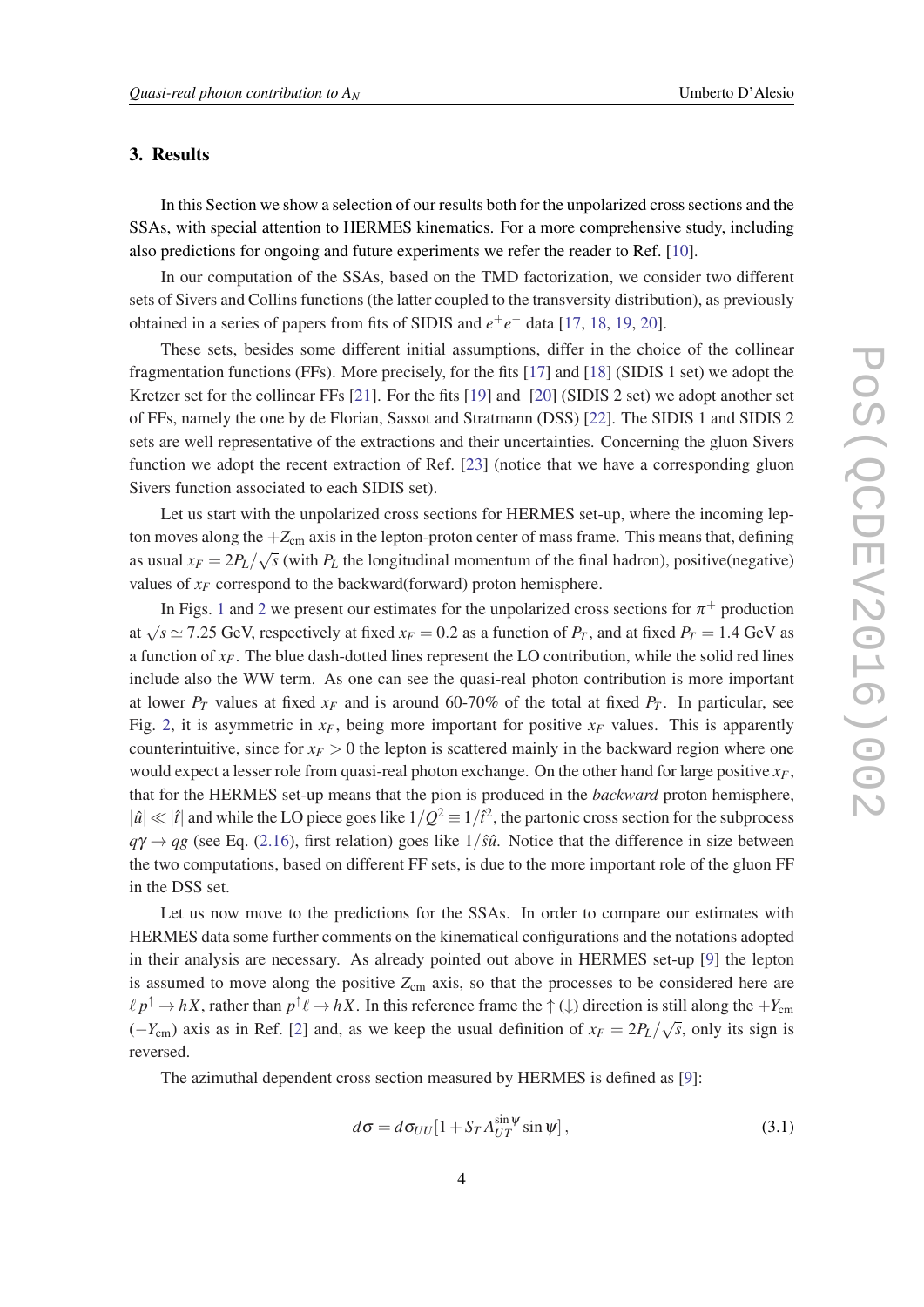## 3. Results

In this Section we show a selection of our results both for the unpolarized cross sections and the SSAs, with special attention to HERMES kinematics. For a more comprehensive study, including also predictions for ongoing and future experiments we refer the reader to Ref. [10].

In our computation of the SSAs, based on the TMD factorization, we consider two different sets of Sivers and Collins functions (the latter coupled to the transversity distribution), as previously obtained in a series of papers from fits of SIDIS and $e^+e^-$ data [17, 18, 19, 20].

These sets, besides some different initial assumptions, differ in the choice of the collinear fragmentation functions (FFs). More precisely, for the fits [17] and [18] (SIDIS 1 set) we adopt the Kretzer set for the collinear FFs [21]. For the fits [19] and [20] (SIDIS 2 set) we adopt another set of FFs, namely the one by de Florian, Sassot and Stratmann (DSS) [22]. The SIDIS 1 and SIDIS 2 sets are well representative of the extractions and their uncertainties. Concerning the gluon Sivers function we adopt the recent extraction of Ref. [23] (notice that we have a corresponding gluon Sivers function associated to each SIDIS set).

Let us start with the unpolarized cross sections for HERMES set-up, where the incoming lepton moves along the $+Z_{\rm cm}$ axis in the lepton-proton center of mass frame. This means that, defining as usual $x_F = 2P_L/\sqrt{s}$ (with $P_L$ the longitudinal momentum of the final hadron), positive(negative) values of $x_F$ correspond to the backward(forward) proton hemisphere.

In Figs. 1 and 2 we present our estimates for the unpolarized cross sections for $\pi^+$ production at $\sqrt{s} \simeq 7.25$ GeV, respectively at fixed $x_F = 0.2$ as a function of $P_T$, and at fixed $P_T = 1.4$ GeV as a function of $x_F$. The blue dash-dotted lines represent the LO contribution, while the solid red lines include also the WW term. As one can see the quasi-real photon contribution is more important at lower $P_T$ values at fixed $x_F$ and is around 60-70% of the total at fixed $P_T$. In particular, see Fig. 2, it is asymmetric in $x_F$, being more important for positive $x_F$ values. This is apparently counterintuitive, since for $x_F > 0$ the lepton is scattered mainly in the backward region where one would expect a lesser role from quasi-real photon exchange. On the other hand for large positive $x_F$, that for the HERMES set-up means that the pion is produced in the *backward* proton hemisphere, $|\hat{u}| \ll |\hat{t}|$ and while the LO piece goes like $1/Q^2 \equiv 1/\hat{t}^2$, the partonic cross section for the subprocess $q\gamma \to qg$ (see Eq. (2.16), first relation) goes like $1/\hat{s}\hat{u}$. Notice that the difference in size between the two computations, based on different FF sets, is due to the more important role of the gluon FF in the DSS set.

Let us now move to the predictions for the SSAs. In order to compare our estimates with HERMES data some further comments on the kinematical configurations and the notations adopted in their analysis are necessary. As already pointed out above in HERMES set-up [9] the lepton is assumed to move along the positive $Z_{\rm cm}$ axis, so that the processes to be considered here are $\ell\, p^\uparrow \to hX$, rather than $p^\uparrow \ell \to hX$. In this reference frame the $\uparrow$ ($\downarrow$) direction is still along the $+Y_{\rm cm}$ ($-Y_{\rm cm}$) axis as in Ref. [2] and, as we keep the usual definition of $x_F = 2P_L/\sqrt{s}$, only its sign is reversed.

The azimuthal dependent cross section measured by HERMES is defined as [9]:

$$d\sigma = d\sigma_{UU}\left[1 + S_T A_{UT}^{\sin\psi} \sin\psi\right], \tag{3.1}$$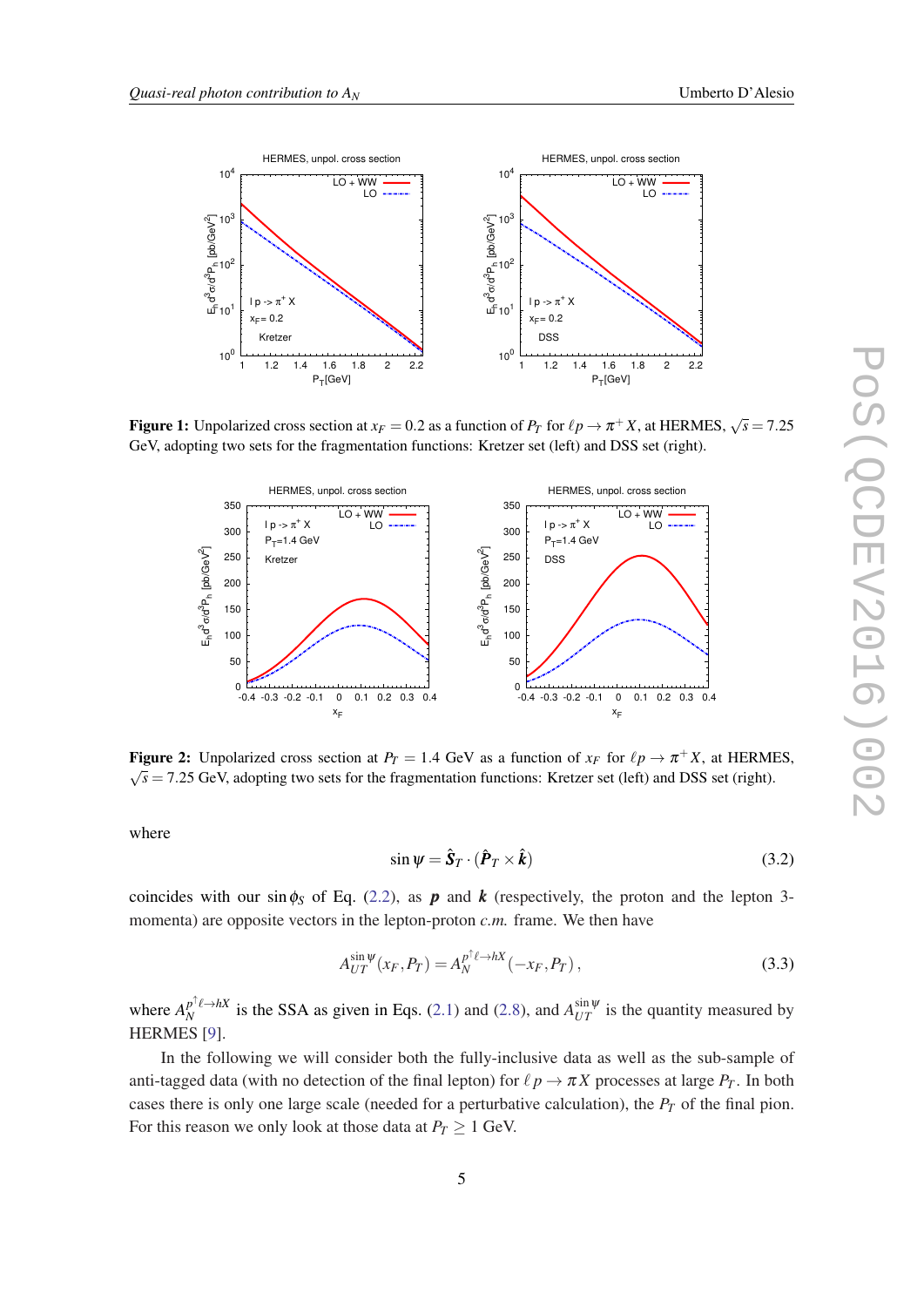**Figure 1:** Unpolarized cross section at $x_F = 0.2$ as a function of $P_T$ for $\ell p \to \pi^+ X$, at HERMES, $\sqrt{s} = 7.25$ GeV, adopting two sets for the fragmentation functions: Kretzer set (left) and DSS set (right).

**Figure 2:** Unpolarized cross section at $P_T = 1.4$ GeV as a function of $x_F$ for $\ell p \to \pi^+ X$, at HERMES, $\sqrt{s} = 7.25$ GeV, adopting two sets for the fragmentation functions: Kretzer set (left) and DSS set (right).

where

$$\sin\psi = \hat{\boldsymbol{S}}_T \cdot (\hat{\boldsymbol{P}}_T \times \hat{\boldsymbol{k}}) \tag{3.2}$$

coincides with our $\sin\phi_S$ of Eq. (2.2), as $\boldsymbol{p}$ and $\boldsymbol{k}$ (respectively, the proton and the lepton 3-momenta) are opposite vectors in the lepton-proton *c.m.* frame. We then have

$$A_{UT}^{\sin\psi}(x_F, P_T) = A_N^{p^\uparrow \ell \to hX}(-x_F, P_T)\,, \tag{3.3}$$

where $A_N^{p^\uparrow \ell \to hX}$ is the SSA as given in Eqs. (2.1) and (2.8), and $A_{UT}^{\sin\psi}$ is the quantity measured by HERMES [9].

In the following we will consider both the fully-inclusive data as well as the sub-sample of anti-tagged data (with no detection of the final lepton) for $\ell p \to \pi X$ processes at large $P_T$. In both cases there is only one large scale (needed for a perturbative calculation), the $P_T$ of the final pion. For this reason we only look at those data at $P_T \geq 1$ GeV.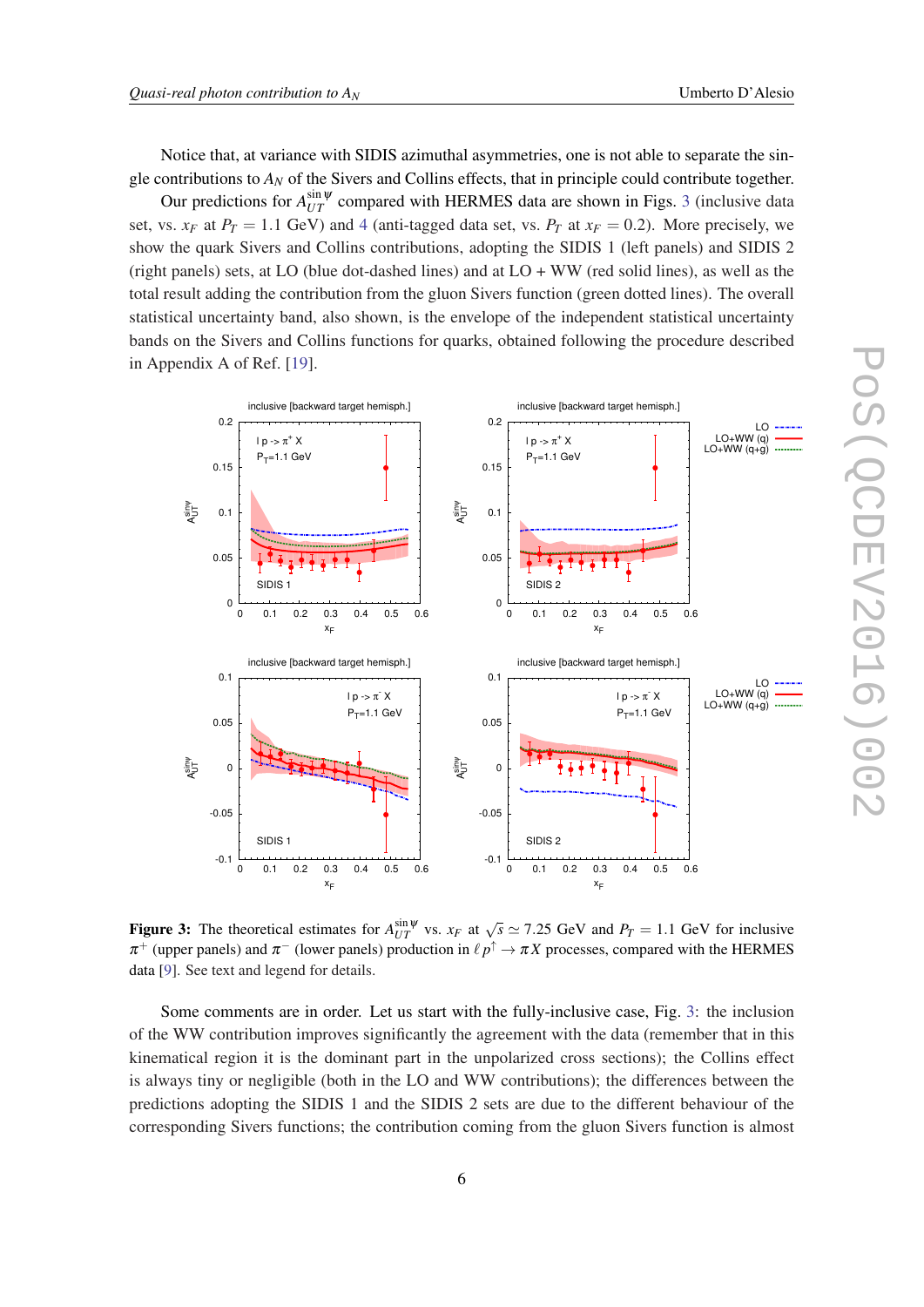Notice that, at variance with SIDIS azimuthal asymmetries, one is not able to separate the single contributions to $A_N$ of the Sivers and Collins effects, that in principle could contribute together.

Our predictions for $A_{UT}^{\sin\psi}$ compared with HERMES data are shown in Figs. 3 (inclusive data set, vs. $x_F$ at $P_T = 1.1$ GeV) and 4 (anti-tagged data set, vs. $P_T$ at $x_F = 0.2$). More precisely, we show the quark Sivers and Collins contributions, adopting the SIDIS 1 (left panels) and SIDIS 2 (right panels) sets, at LO (blue dot-dashed lines) and at LO + WW (red solid lines), as well as the total result adding the contribution from the gluon Sivers function (green dotted lines). The overall statistical uncertainty band, also shown, is the envelope of the independent statistical uncertainty bands on the Sivers and Collins functions for quarks, obtained following the procedure described in Appendix A of Ref. [19].

**Figure 3:** The theoretical estimates for $A_{UT}^{\sin\psi}$ vs. $x_F$ at $\sqrt{s} \simeq 7.25$ GeV and $P_T = 1.1$ GeV for inclusive $\pi^+$ (upper panels) and $\pi^-$ (lower panels) production in $\ell p^\uparrow \to \pi X$ processes, compared with the HERMES data [9]. See text and legend for details.

Some comments are in order. Let us start with the fully-inclusive case, Fig. 3: the inclusion of the WW contribution improves significantly the agreement with the data (remember that in this kinematical region it is the dominant part in the unpolarized cross sections); the Collins effect is always tiny or negligible (both in the LO and WW contributions); the differences between the predictions adopting the SIDIS 1 and the SIDIS 2 sets are due to the different behaviour of the corresponding Sivers functions; the contribution coming from the gluon Sivers function is almost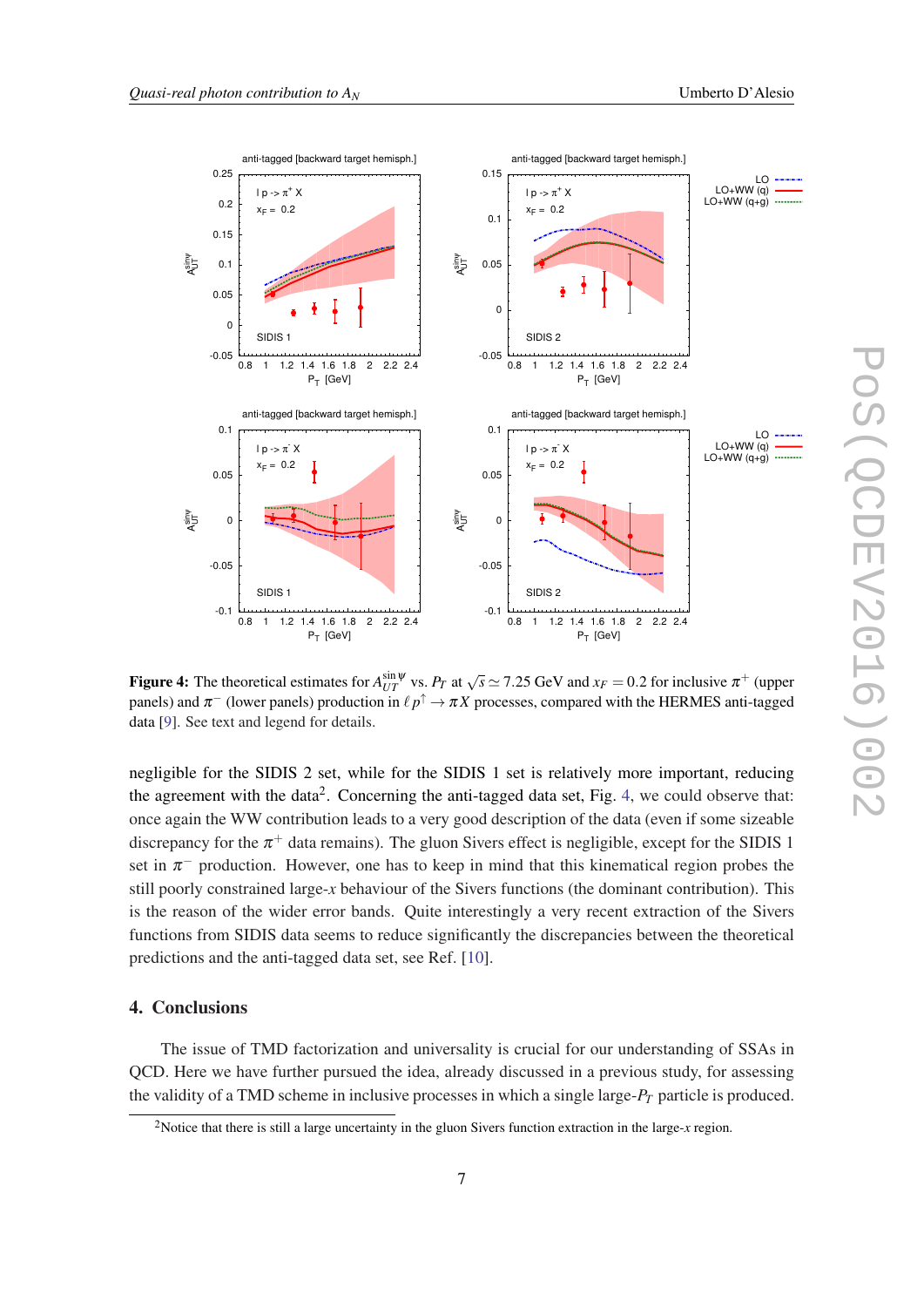**Figure 4:** The theoretical estimates for $A_{UT}^{\sin\psi}$ vs. $P_T$ at $\sqrt{s} \simeq 7.25$ GeV and $x_F = 0.2$ for inclusive $\pi^+$ (upper panels) and $\pi^-$ (lower panels) production in $\ell p^\uparrow \to \pi X$ processes, compared with the HERMES anti-tagged data [9]. See text and legend for details.

negligible for the SIDIS 2 set, while for the SIDIS 1 set is relatively more important, reducing the agreement with the data[2]. Concerning the anti-tagged data set, Fig. 4, we could observe that: once again the WW contribution leads to a very good description of the data (even if some sizeable discrepancy for the $\pi^+$ data remains). The gluon Sivers effect is negligible, except for the SIDIS 1 set in $\pi^-$ production. However, one has to keep in mind that this kinematical region probes the still poorly constrained large-$x$ behaviour of the Sivers functions (the dominant contribution). This is the reason of the wider error bands. Quite interestingly a very recent extraction of the Sivers functions from SIDIS data seems to reduce significantly the discrepancies between the theoretical predictions and the anti-tagged data set, see Ref. [10].

## 4. Conclusions

The issue of TMD factorization and universality is crucial for our understanding of SSAs in QCD. Here we have further pursued the idea, already discussed in a previous study, for assessing the validity of a TMD scheme in inclusive processes in which a single large-$P_T$ particle is produced.

[2] Notice that there is still a large uncertainty in the gluon Sivers function extraction in the large-$x$ region.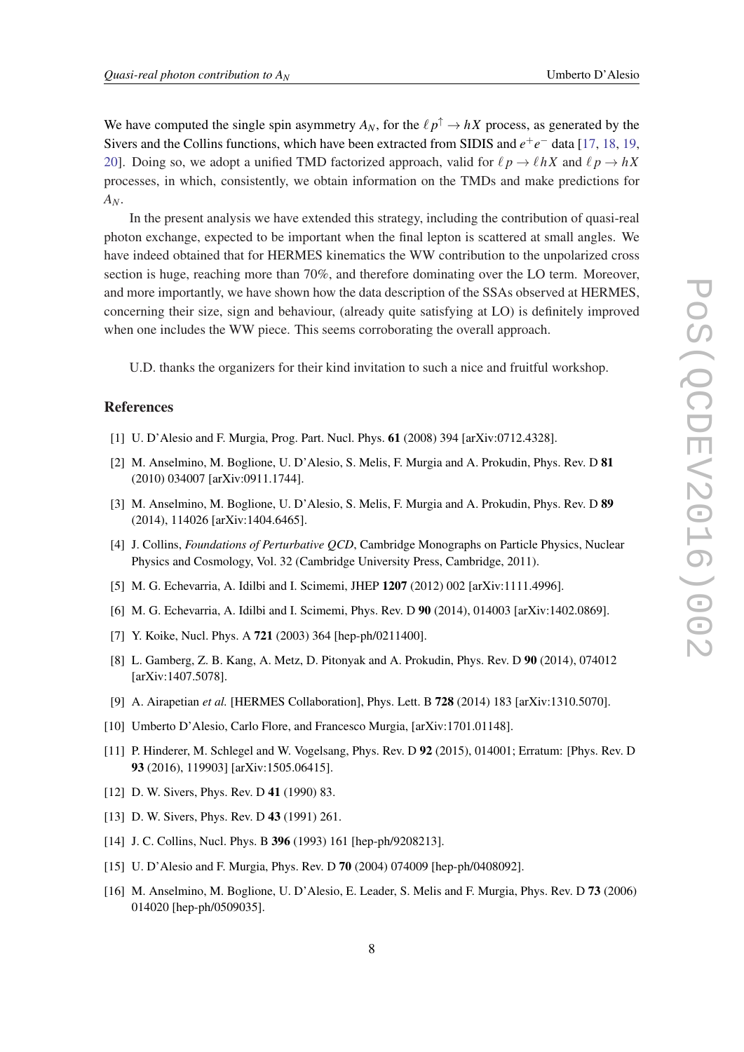We have computed the single spin asymmetry $A_N$, for the $\ell p^\uparrow \to hX$ process, as generated by the Sivers and the Collins functions, which have been extracted from SIDIS and $e^+e^-$ data [17, 18, 19, 20]. Doing so, we adopt a unified TMD factorized approach, valid for $\ell p \to \ell hX$ and $\ell p \to hX$ processes, in which, consistently, we obtain information on the TMDs and make predictions for $A_N$.

In the present analysis we have extended this strategy, including the contribution of quasi-real photon exchange, expected to be important when the final lepton is scattered at small angles. We have indeed obtained that for HERMES kinematics the WW contribution to the unpolarized cross section is huge, reaching more than 70%, and therefore dominating over the LO term. Moreover, and more importantly, we have shown how the data description of the SSAs observed at HERMES, concerning their size, sign and behaviour, (already quite satisfying at LO) is definitely improved when one includes the WW piece. This seems corroborating the overall approach.

U.D. thanks the organizers for their kind invitation to such a nice and fruitful workshop.

## References

[1] U. D'Alesio and F. Murgia, Prog. Part. Nucl. Phys. **61** (2008) 394 [arXiv:0712.4328].

[2] M. Anselmino, M. Boglione, U. D'Alesio, S. Melis, F. Murgia and A. Prokudin, Phys. Rev. D **81** (2010) 034007 [arXiv:0911.1744].

[3] M. Anselmino, M. Boglione, U. D'Alesio, S. Melis, F. Murgia and A. Prokudin, Phys. Rev. D **89** (2014), 114026 [arXiv:1404.6465].

[4] J. Collins, *Foundations of Perturbative QCD*, Cambridge Monographs on Particle Physics, Nuclear Physics and Cosmology, Vol. 32 (Cambridge University Press, Cambridge, 2011).

[5] M. G. Echevarria, A. Idilbi and I. Scimemi, JHEP **1207** (2012) 002 [arXiv:1111.4996].

[6] M. G. Echevarria, A. Idilbi and I. Scimemi, Phys. Rev. D **90** (2014), 014003 [arXiv:1402.0869].

[7] Y. Koike, Nucl. Phys. A **721** (2003) 364 [hep-ph/0211400].

[8] L. Gamberg, Z. B. Kang, A. Metz, D. Pitonyak and A. Prokudin, Phys. Rev. D **90** (2014), 074012 [arXiv:1407.5078].

[9] A. Airapetian *et al.* [HERMES Collaboration], Phys. Lett. B **728** (2014) 183 [arXiv:1310.5070].

[10] Umberto D'Alesio, Carlo Flore, and Francesco Murgia, [arXiv:1701.01148].

[11] P. Hinderer, M. Schlegel and W. Vogelsang, Phys. Rev. D **92** (2015), 014001; Erratum: [Phys. Rev. D **93** (2016), 119903] [arXiv:1505.06415].

[12] D. W. Sivers, Phys. Rev. D **41** (1990) 83.

[13] D. W. Sivers, Phys. Rev. D **43** (1991) 261.

[14] J. C. Collins, Nucl. Phys. B **396** (1993) 161 [hep-ph/9208213].

[15] U. D'Alesio and F. Murgia, Phys. Rev. D **70** (2004) 074009 [hep-ph/0408092].

[16] M. Anselmino, M. Boglione, U. D'Alesio, E. Leader, S. Melis and F. Murgia, Phys. Rev. D **73** (2006) 014020 [hep-ph/0509035].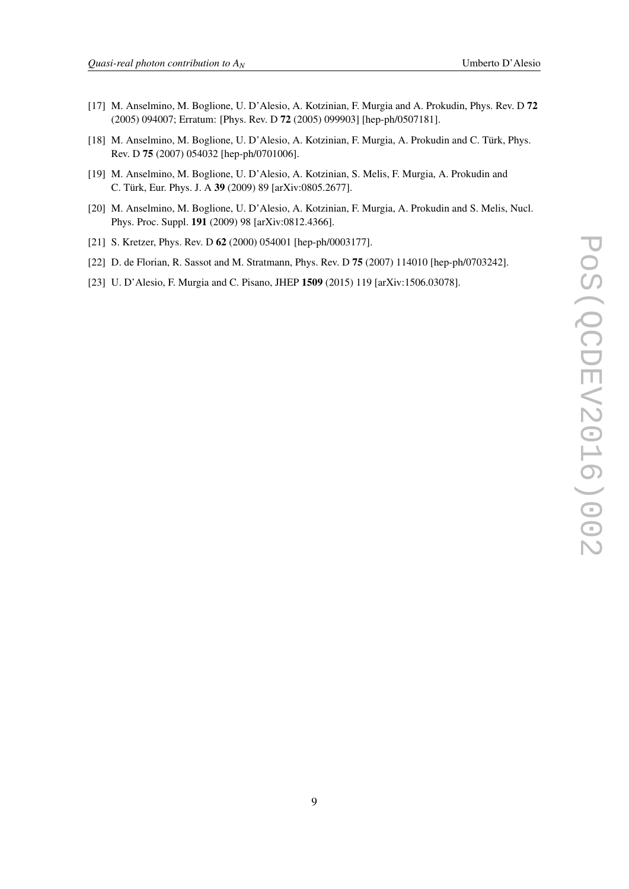[17] M. Anselmino, M. Boglione, U. D'Alesio, A. Kotzinian, F. Murgia and A. Prokudin, Phys. Rev. D **72** (2005) 094007; Erratum: [Phys. Rev. D **72** (2005) 099903] [hep-ph/0507181].

[18] M. Anselmino, M. Boglione, U. D'Alesio, A. Kotzinian, F. Murgia, A. Prokudin and C. Türk, Phys. Rev. D **75** (2007) 054032 [hep-ph/0701006].

[19] M. Anselmino, M. Boglione, U. D'Alesio, A. Kotzinian, S. Melis, F. Murgia, A. Prokudin and C. Türk, Eur. Phys. J. A **39** (2009) 89 [arXiv:0805.2677].

[20] M. Anselmino, M. Boglione, U. D'Alesio, A. Kotzinian, F. Murgia, A. Prokudin and S. Melis, Nucl. Phys. Proc. Suppl. **191** (2009) 98 [arXiv:0812.4366].

[21] S. Kretzer, Phys. Rev. D **62** (2000) 054001 [hep-ph/0003177].

[22] D. de Florian, R. Sassot and M. Stratmann, Phys. Rev. D **75** (2007) 114010 [hep-ph/0703242].

[23] U. D'Alesio, F. Murgia and C. Pisano, JHEP **1509** (2015) 119 [arXiv:1506.03078].